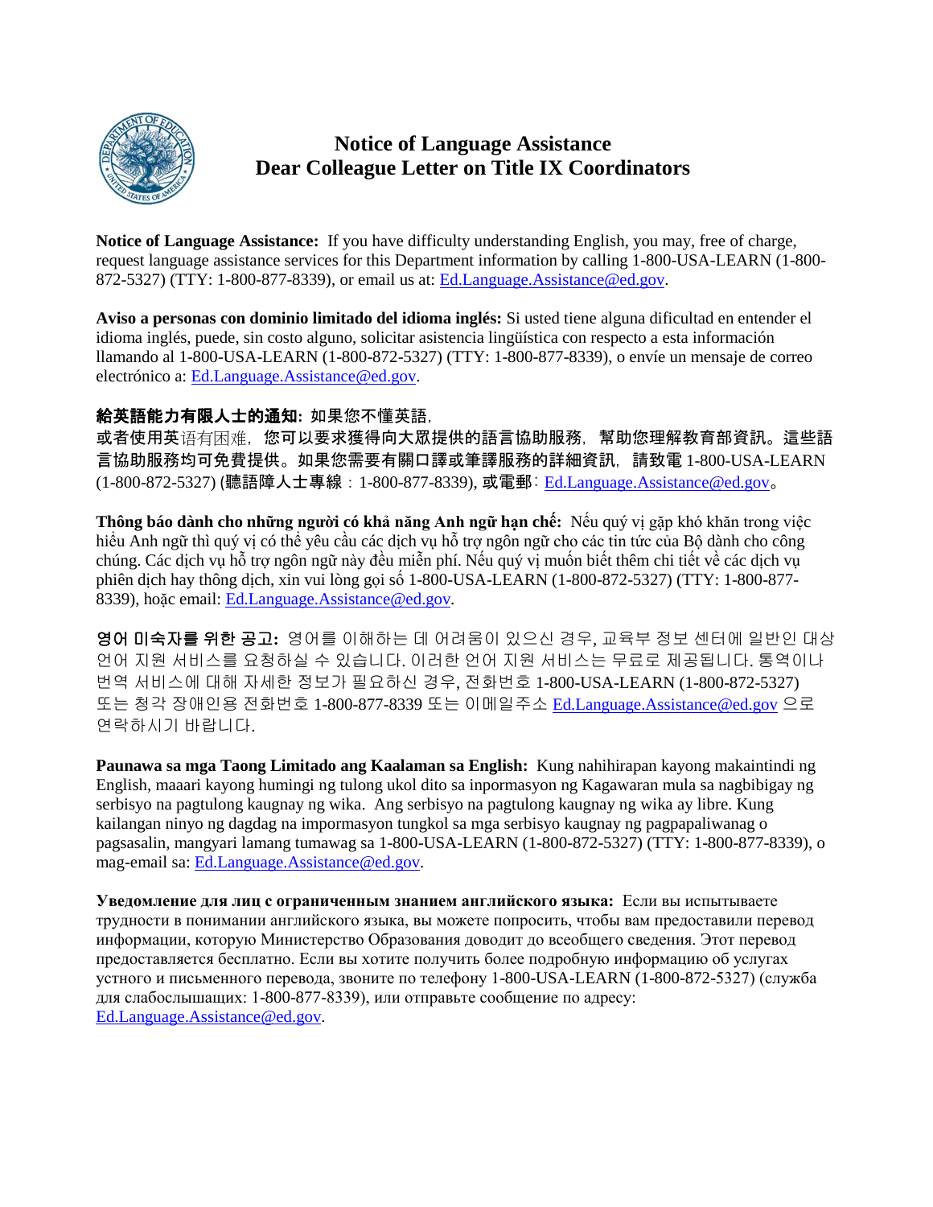# Notice of Language Assistance
# Dear Colleague Letter on Title IX Coordinators

**Notice of Language Assistance:** If you have difficulty understanding English, you may, free of charge, request language assistance services for this Department information by calling 1-800-USA-LEARN (1-800-872-5327) (TTY: 1-800-877-8339), or email us at: Ed.Language.Assistance@ed.gov.

**Aviso a personas con dominio limitado del idioma inglés:** Si usted tiene alguna dificultad en entender el idioma inglés, puede, sin costo alguno, solicitar asistencia lingüística con respecto a esta información llamando al 1-800-USA-LEARN (1-800-872-5327) (TTY: 1-800-877-8339), o envíe un mensaje de correo electrónico a: Ed.Language.Assistance@ed.gov.

**給英語能力有限人士的通知:** 如果您不懂英語，或者使用英语有困难，您可以要求獲得向大眾提供的語言協助服務，幫助您理解教育部資訊。這些語言協助服務均可免費提供。如果您需要有關口譯或筆譯服務的詳細資訊，請致電 1-800-USA-LEARN (1-800-872-5327) (聽語障人士專線：1-800-877-8339), 或電郵: Ed.Language.Assistance@ed.gov。

**Thông báo dành cho những người có khả năng Anh ngữ hạn chế:** Nếu quý vị gặp khó khăn trong việc hiểu Anh ngữ thì quý vị có thể yêu cầu các dịch vụ hỗ trợ ngôn ngữ cho các tin tức của Bộ dành cho công chúng. Các dịch vụ hỗ trợ ngôn ngữ này đều miễn phí. Nếu quý vị muốn biết thêm chi tiết về các dịch vụ phiên dịch hay thông dịch, xin vui lòng gọi số 1-800-USA-LEARN (1-800-872-5327) (TTY: 1-800-877-8339), hoặc email: Ed.Language.Assistance@ed.gov.

**영어 미숙자를 위한 공고:** 영어를 이해하는 데 어려움이 있으신 경우, 교육부 정보 센터에 일반인 대상 언어 지원 서비스를 요청하실 수 있습니다. 이러한 언어 지원 서비스는 무료로 제공됩니다. 통역이나 번역 서비스에 대해 자세한 정보가 필요하신 경우, 전화번호 1-800-USA-LEARN (1-800-872-5327) 또는 청각 장애인용 전화번호 1-800-877-8339 또는 이메일주소 Ed.Language.Assistance@ed.gov 으로 연락하시기 바랍니다.

**Paunawa sa mga Taong Limitado ang Kaalaman sa English:** Kung nahihirapan kayong makaintindi ng English, maaari kayong humingi ng tulong ukol dito sa inpormasyon ng Kagawaran mula sa nagbibigay ng serbisyo na pagtulong kaugnay ng wika. Ang serbisyo na pagtulong kaugnay ng wika ay libre. Kung kailangan ninyo ng dagdag na impormasyon tungkol sa mga serbisyo kaugnay ng pagpapaliwanag o pagsasalin, mangyari lamang tumawag sa 1-800-USA-LEARN (1-800-872-5327) (TTY: 1-800-877-8339), o mag-email sa: Ed.Language.Assistance@ed.gov.

**Уведомление для лиц с ограниченным знанием английского языка:** Если вы испытываете трудности в понимании английского языка, вы можете попросить, чтобы вам предоставили перевод информации, которую Министерство Образования доводит до всеобщего сведения. Этот перевод предоставляется бесплатно. Если вы хотите получить более подробную информацию об услугах устного и письменного перевода, звоните по телефону 1-800-USA-LEARN (1-800-872-5327) (служба для слабослышащих: 1-800-877-8339), или отправьте сообщение по адресу: Ed.Language.Assistance@ed.gov.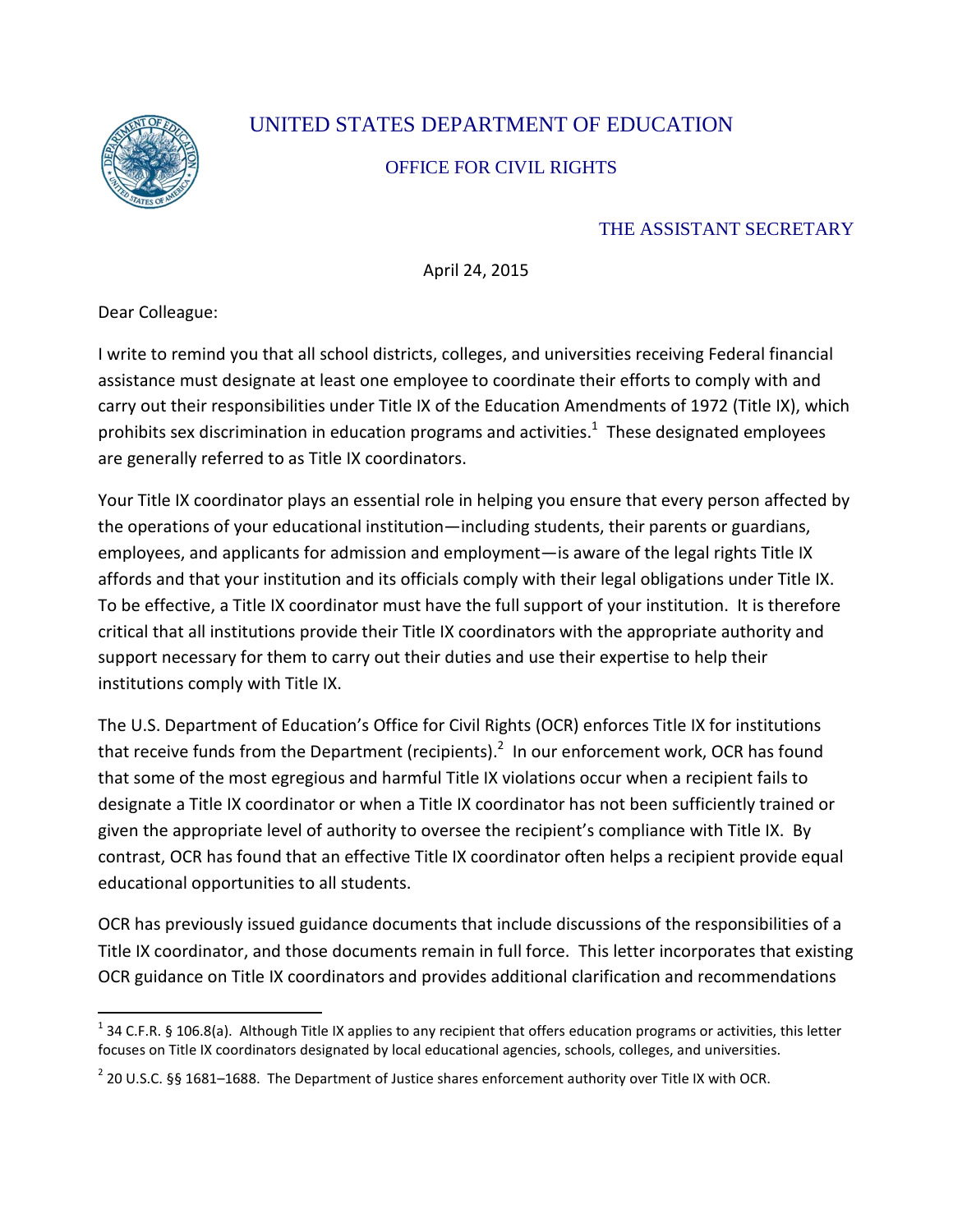UNITED STATES DEPARTMENT OF EDUCATION

OFFICE FOR CIVIL RIGHTS

THE ASSISTANT SECRETARY

April 24, 2015

Dear Colleague:

I write to remind you that all school districts, colleges, and universities receiving Federal financial assistance must designate at least one employee to coordinate their efforts to comply with and carry out their responsibilities under Title IX of the Education Amendments of 1972 (Title IX), which prohibits sex discrimination in education programs and activities.[1] These designated employees are generally referred to as Title IX coordinators.

Your Title IX coordinator plays an essential role in helping you ensure that every person affected by the operations of your educational institution—including students, their parents or guardians, employees, and applicants for admission and employment—is aware of the legal rights Title IX affords and that your institution and its officials comply with their legal obligations under Title IX. To be effective, a Title IX coordinator must have the full support of your institution. It is therefore critical that all institutions provide their Title IX coordinators with the appropriate authority and support necessary for them to carry out their duties and use their expertise to help their institutions comply with Title IX.

The U.S. Department of Education's Office for Civil Rights (OCR) enforces Title IX for institutions that receive funds from the Department (recipients).[2] In our enforcement work, OCR has found that some of the most egregious and harmful Title IX violations occur when a recipient fails to designate a Title IX coordinator or when a Title IX coordinator has not been sufficiently trained or given the appropriate level of authority to oversee the recipient's compliance with Title IX. By contrast, OCR has found that an effective Title IX coordinator often helps a recipient provide equal educational opportunities to all students.

OCR has previously issued guidance documents that include discussions of the responsibilities of a Title IX coordinator, and those documents remain in full force. This letter incorporates that existing OCR guidance on Title IX coordinators and provides additional clarification and recommendations

[1] 34 C.F.R. § 106.8(a). Although Title IX applies to any recipient that offers education programs or activities, this letter focuses on Title IX coordinators designated by local educational agencies, schools, colleges, and universities.

[2] 20 U.S.C. §§ 1681–1688. The Department of Justice shares enforcement authority over Title IX with OCR.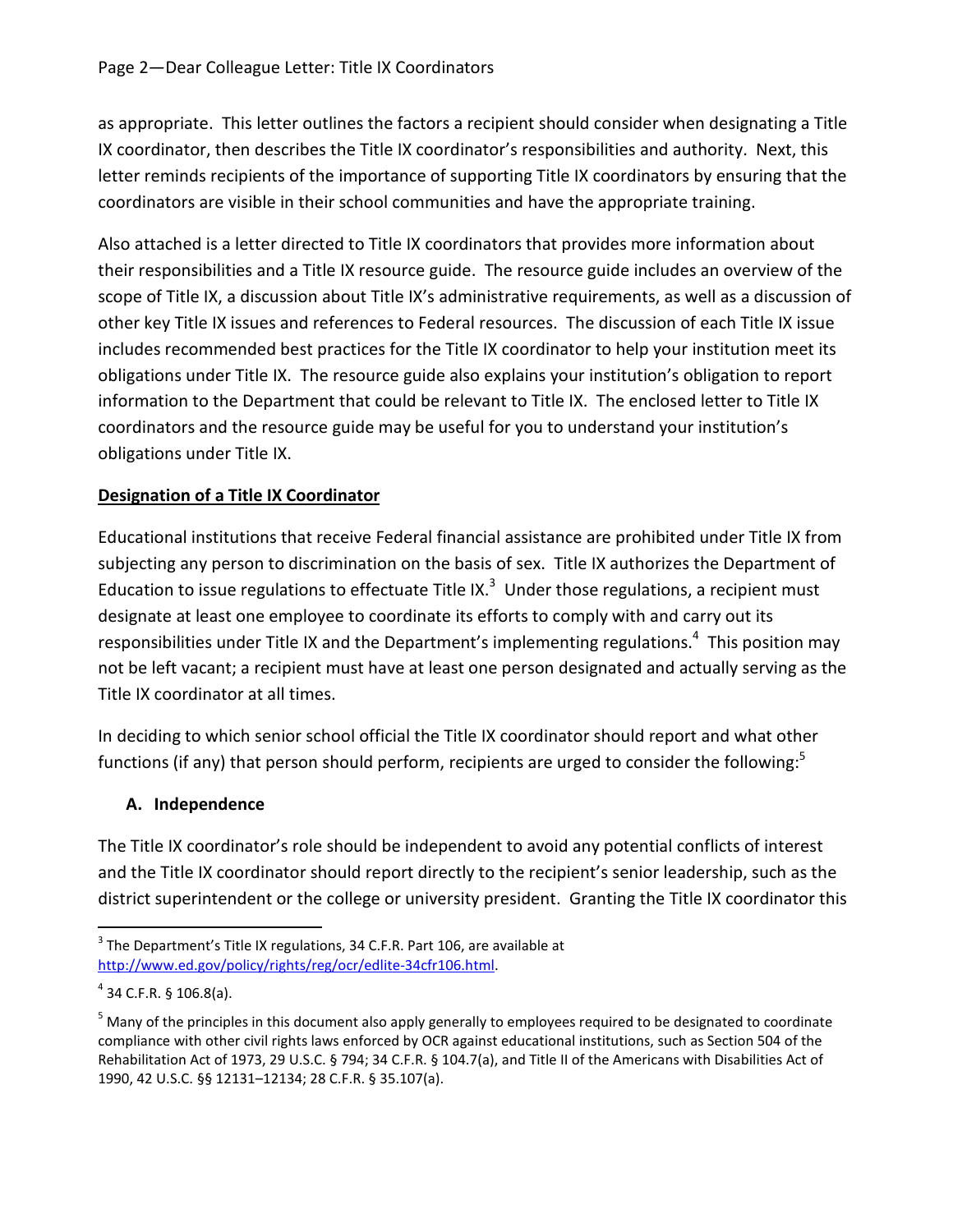as appropriate. This letter outlines the factors a recipient should consider when designating a Title IX coordinator, then describes the Title IX coordinator's responsibilities and authority. Next, this letter reminds recipients of the importance of supporting Title IX coordinators by ensuring that the coordinators are visible in their school communities and have the appropriate training.

Also attached is a letter directed to Title IX coordinators that provides more information about their responsibilities and a Title IX resource guide. The resource guide includes an overview of the scope of Title IX, a discussion about Title IX's administrative requirements, as well as a discussion of other key Title IX issues and references to Federal resources. The discussion of each Title IX issue includes recommended best practices for the Title IX coordinator to help your institution meet its obligations under Title IX. The resource guide also explains your institution's obligation to report information to the Department that could be relevant to Title IX. The enclosed letter to Title IX coordinators and the resource guide may be useful for you to understand your institution's obligations under Title IX.

## Designation of a Title IX Coordinator

Educational institutions that receive Federal financial assistance are prohibited under Title IX from subjecting any person to discrimination on the basis of sex. Title IX authorizes the Department of Education to issue regulations to effectuate Title IX.[3] Under those regulations, a recipient must designate at least one employee to coordinate its efforts to comply with and carry out its responsibilities under Title IX and the Department's implementing regulations.[4] This position may not be left vacant; a recipient must have at least one person designated and actually serving as the Title IX coordinator at all times.

In deciding to which senior school official the Title IX coordinator should report and what other functions (if any) that person should perform, recipients are urged to consider the following:[5]

### A. Independence

The Title IX coordinator's role should be independent to avoid any potential conflicts of interest and the Title IX coordinator should report directly to the recipient's senior leadership, such as the district superintendent or the college or university president. Granting the Title IX coordinator this

---

[3] The Department's Title IX regulations, 34 C.F.R. Part 106, are available at http://www.ed.gov/policy/rights/reg/ocr/edlite-34cfr106.html.

[4] 34 C.F.R. § 106.8(a).

[5] Many of the principles in this document also apply generally to employees required to be designated to coordinate compliance with other civil rights laws enforced by OCR against educational institutions, such as Section 504 of the Rehabilitation Act of 1973, 29 U.S.C. § 794; 34 C.F.R. § 104.7(a), and Title II of the Americans with Disabilities Act of 1990, 42 U.S.C. §§ 12131–12134; 28 C.F.R. § 35.107(a).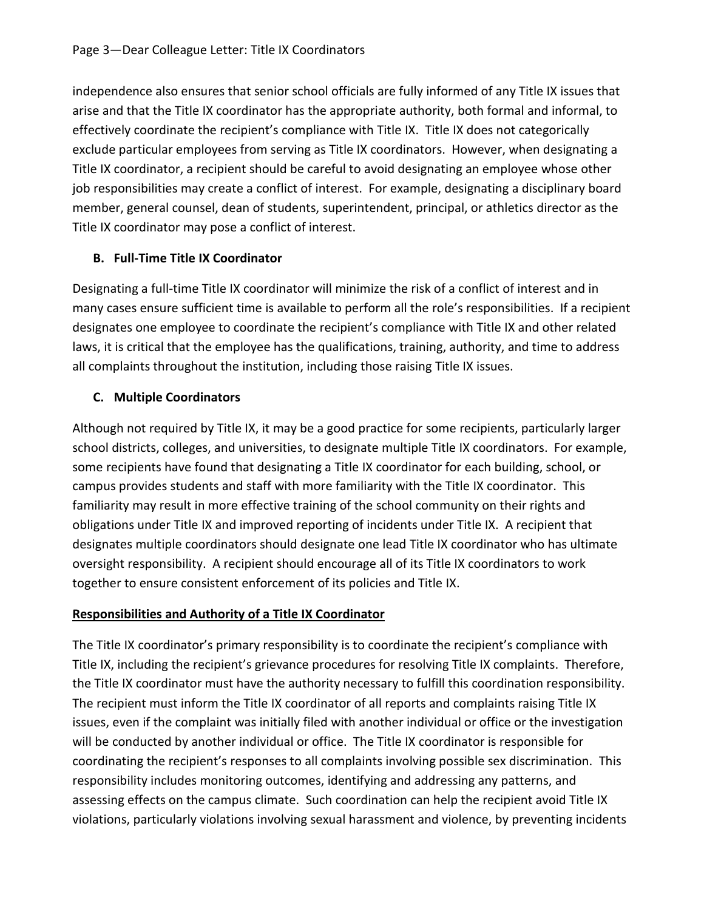independence also ensures that senior school officials are fully informed of any Title IX issues that arise and that the Title IX coordinator has the appropriate authority, both formal and informal, to effectively coordinate the recipient's compliance with Title IX. Title IX does not categorically exclude particular employees from serving as Title IX coordinators. However, when designating a Title IX coordinator, a recipient should be careful to avoid designating an employee whose other job responsibilities may create a conflict of interest. For example, designating a disciplinary board member, general counsel, dean of students, superintendent, principal, or athletics director as the Title IX coordinator may pose a conflict of interest.

### B. Full-Time Title IX Coordinator

Designating a full-time Title IX coordinator will minimize the risk of a conflict of interest and in many cases ensure sufficient time is available to perform all the role's responsibilities. If a recipient designates one employee to coordinate the recipient's compliance with Title IX and other related laws, it is critical that the employee has the qualifications, training, authority, and time to address all complaints throughout the institution, including those raising Title IX issues.

### C. Multiple Coordinators

Although not required by Title IX, it may be a good practice for some recipients, particularly larger school districts, colleges, and universities, to designate multiple Title IX coordinators. For example, some recipients have found that designating a Title IX coordinator for each building, school, or campus provides students and staff with more familiarity with the Title IX coordinator. This familiarity may result in more effective training of the school community on their rights and obligations under Title IX and improved reporting of incidents under Title IX. A recipient that designates multiple coordinators should designate one lead Title IX coordinator who has ultimate oversight responsibility. A recipient should encourage all of its Title IX coordinators to work together to ensure consistent enforcement of its policies and Title IX.

## Responsibilities and Authority of a Title IX Coordinator

The Title IX coordinator's primary responsibility is to coordinate the recipient's compliance with Title IX, including the recipient's grievance procedures for resolving Title IX complaints. Therefore, the Title IX coordinator must have the authority necessary to fulfill this coordination responsibility. The recipient must inform the Title IX coordinator of all reports and complaints raising Title IX issues, even if the complaint was initially filed with another individual or office or the investigation will be conducted by another individual or office. The Title IX coordinator is responsible for coordinating the recipient's responses to all complaints involving possible sex discrimination. This responsibility includes monitoring outcomes, identifying and addressing any patterns, and assessing effects on the campus climate. Such coordination can help the recipient avoid Title IX violations, particularly violations involving sexual harassment and violence, by preventing incidents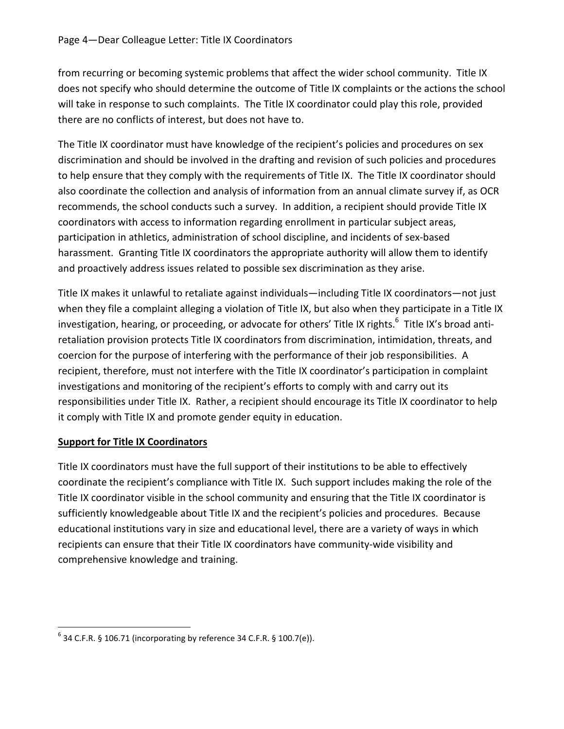from recurring or becoming systemic problems that affect the wider school community. Title IX does not specify who should determine the outcome of Title IX complaints or the actions the school will take in response to such complaints. The Title IX coordinator could play this role, provided there are no conflicts of interest, but does not have to.

The Title IX coordinator must have knowledge of the recipient's policies and procedures on sex discrimination and should be involved in the drafting and revision of such policies and procedures to help ensure that they comply with the requirements of Title IX. The Title IX coordinator should also coordinate the collection and analysis of information from an annual climate survey if, as OCR recommends, the school conducts such a survey. In addition, a recipient should provide Title IX coordinators with access to information regarding enrollment in particular subject areas, participation in athletics, administration of school discipline, and incidents of sex-based harassment. Granting Title IX coordinators the appropriate authority will allow them to identify and proactively address issues related to possible sex discrimination as they arise.

Title IX makes it unlawful to retaliate against individuals—including Title IX coordinators—not just when they file a complaint alleging a violation of Title IX, but also when they participate in a Title IX investigation, hearing, or proceeding, or advocate for others' Title IX rights.[6] Title IX's broad anti-retaliation provision protects Title IX coordinators from discrimination, intimidation, threats, and coercion for the purpose of interfering with the performance of their job responsibilities. A recipient, therefore, must not interfere with the Title IX coordinator's participation in complaint investigations and monitoring of the recipient's efforts to comply with and carry out its responsibilities under Title IX. Rather, a recipient should encourage its Title IX coordinator to help it comply with Title IX and promote gender equity in education.

**Support for Title IX Coordinators**

Title IX coordinators must have the full support of their institutions to be able to effectively coordinate the recipient's compliance with Title IX. Such support includes making the role of the Title IX coordinator visible in the school community and ensuring that the Title IX coordinator is sufficiently knowledgeable about Title IX and the recipient's policies and procedures. Because educational institutions vary in size and educational level, there are a variety of ways in which recipients can ensure that their Title IX coordinators have community-wide visibility and comprehensive knowledge and training.

---

[6] 34 C.F.R. § 106.71 (incorporating by reference 34 C.F.R. § 100.7(e)).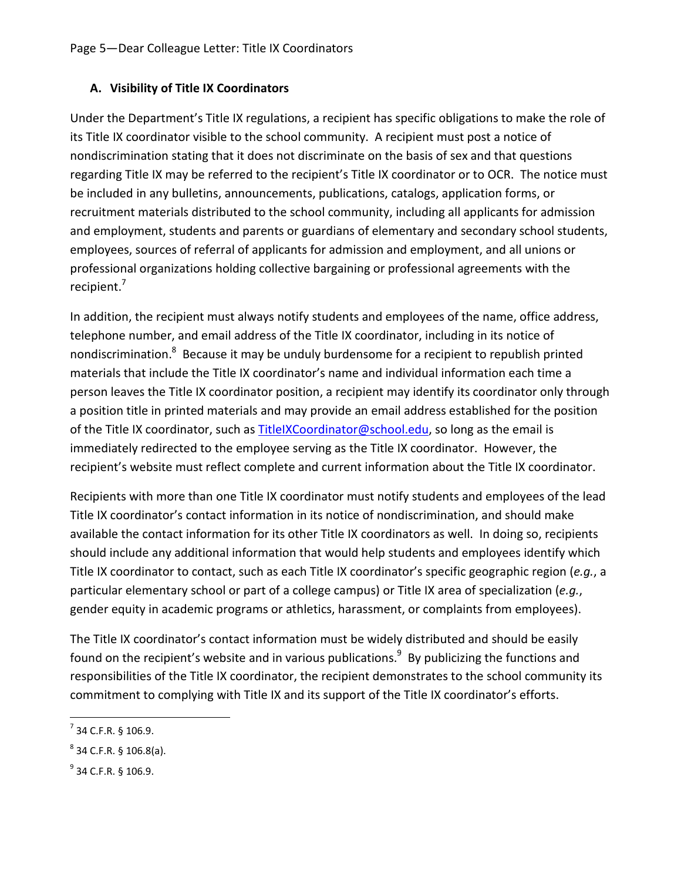### A. Visibility of Title IX Coordinators

Under the Department's Title IX regulations, a recipient has specific obligations to make the role of its Title IX coordinator visible to the school community. A recipient must post a notice of nondiscrimination stating that it does not discriminate on the basis of sex and that questions regarding Title IX may be referred to the recipient's Title IX coordinator or to OCR. The notice must be included in any bulletins, announcements, publications, catalogs, application forms, or recruitment materials distributed to the school community, including all applicants for admission and employment, students and parents or guardians of elementary and secondary school students, employees, sources of referral of applicants for admission and employment, and all unions or professional organizations holding collective bargaining or professional agreements with the recipient.[7]

In addition, the recipient must always notify students and employees of the name, office address, telephone number, and email address of the Title IX coordinator, including in its notice of nondiscrimination.[8] Because it may be unduly burdensome for a recipient to republish printed materials that include the Title IX coordinator's name and individual information each time a person leaves the Title IX coordinator position, a recipient may identify its coordinator only through a position title in printed materials and may provide an email address established for the position of the Title IX coordinator, such as TitleIXCoordinator@school.edu, so long as the email is immediately redirected to the employee serving as the Title IX coordinator. However, the recipient's website must reflect complete and current information about the Title IX coordinator.

Recipients with more than one Title IX coordinator must notify students and employees of the lead Title IX coordinator's contact information in its notice of nondiscrimination, and should make available the contact information for its other Title IX coordinators as well. In doing so, recipients should include any additional information that would help students and employees identify which Title IX coordinator to contact, such as each Title IX coordinator's specific geographic region (*e.g.*, a particular elementary school or part of a college campus) or Title IX area of specialization (*e.g.*, gender equity in academic programs or athletics, harassment, or complaints from employees).

The Title IX coordinator's contact information must be widely distributed and should be easily found on the recipient's website and in various publications.[9] By publicizing the functions and responsibilities of the Title IX coordinator, the recipient demonstrates to the school community its commitment to complying with Title IX and its support of the Title IX coordinator's efforts.

---

[7] 34 C.F.R. § 106.9.

[8] 34 C.F.R. § 106.8(a).

[9] 34 C.F.R. § 106.9.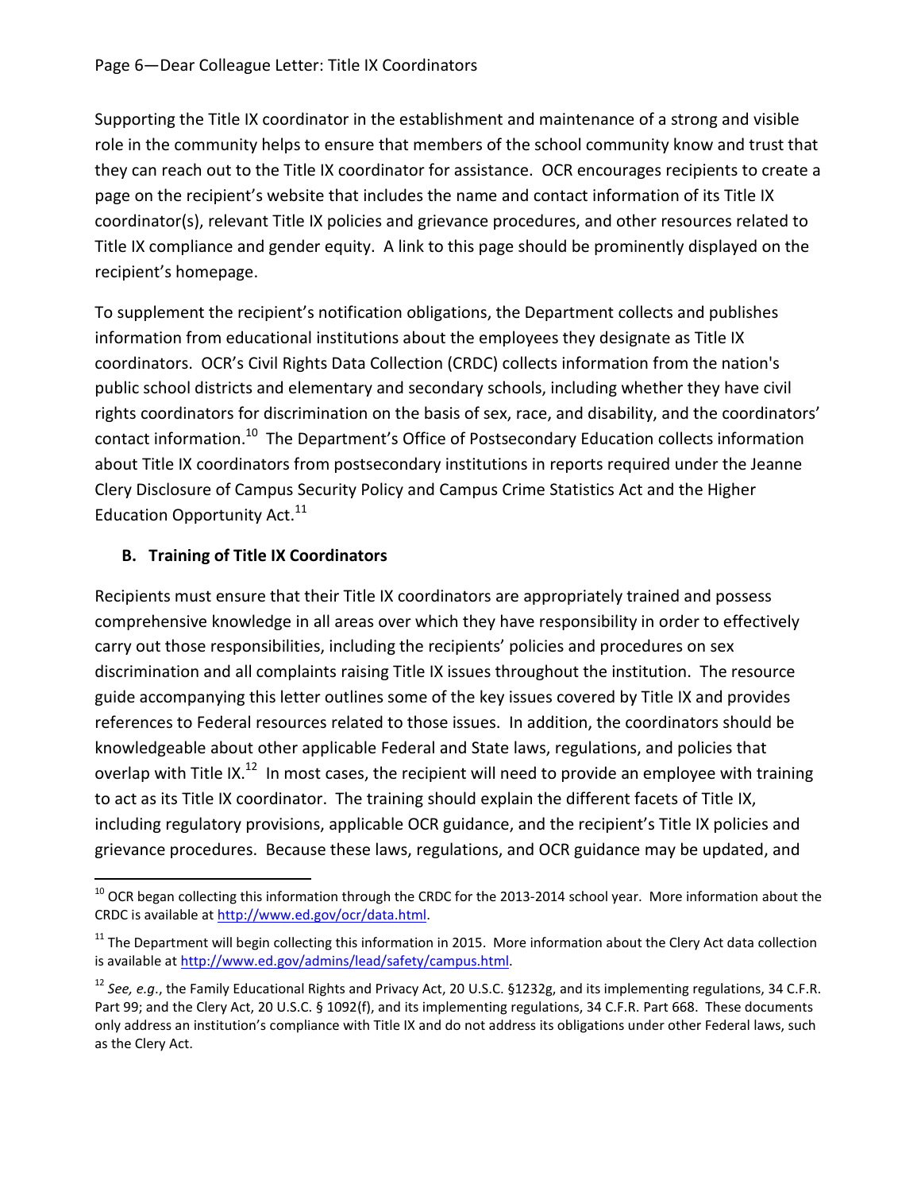Supporting the Title IX coordinator in the establishment and maintenance of a strong and visible role in the community helps to ensure that members of the school community know and trust that they can reach out to the Title IX coordinator for assistance. OCR encourages recipients to create a page on the recipient's website that includes the name and contact information of its Title IX coordinator(s), relevant Title IX policies and grievance procedures, and other resources related to Title IX compliance and gender equity. A link to this page should be prominently displayed on the recipient's homepage.

To supplement the recipient's notification obligations, the Department collects and publishes information from educational institutions about the employees they designate as Title IX coordinators. OCR's Civil Rights Data Collection (CRDC) collects information from the nation's public school districts and elementary and secondary schools, including whether they have civil rights coordinators for discrimination on the basis of sex, race, and disability, and the coordinators' contact information.[10] The Department's Office of Postsecondary Education collects information about Title IX coordinators from postsecondary institutions in reports required under the Jeanne Clery Disclosure of Campus Security Policy and Campus Crime Statistics Act and the Higher Education Opportunity Act.[11]

### B. Training of Title IX Coordinators

Recipients must ensure that their Title IX coordinators are appropriately trained and possess comprehensive knowledge in all areas over which they have responsibility in order to effectively carry out those responsibilities, including the recipients' policies and procedures on sex discrimination and all complaints raising Title IX issues throughout the institution. The resource guide accompanying this letter outlines some of the key issues covered by Title IX and provides references to Federal resources related to those issues. In addition, the coordinators should be knowledgeable about other applicable Federal and State laws, regulations, and policies that overlap with Title IX.[12] In most cases, the recipient will need to provide an employee with training to act as its Title IX coordinator. The training should explain the different facets of Title IX, including regulatory provisions, applicable OCR guidance, and the recipient's Title IX policies and grievance procedures. Because these laws, regulations, and OCR guidance may be updated, and

---

[10] OCR began collecting this information through the CRDC for the 2013-2014 school year. More information about the CRDC is available at http://www.ed.gov/ocr/data.html.

[11] The Department will begin collecting this information in 2015. More information about the Clery Act data collection is available at http://www.ed.gov/admins/lead/safety/campus.html.

[12] *See, e.g.*, the Family Educational Rights and Privacy Act, 20 U.S.C. §1232g, and its implementing regulations, 34 C.F.R. Part 99; and the Clery Act, 20 U.S.C. § 1092(f), and its implementing regulations, 34 C.F.R. Part 668. These documents only address an institution's compliance with Title IX and do not address its obligations under other Federal laws, such as the Clery Act.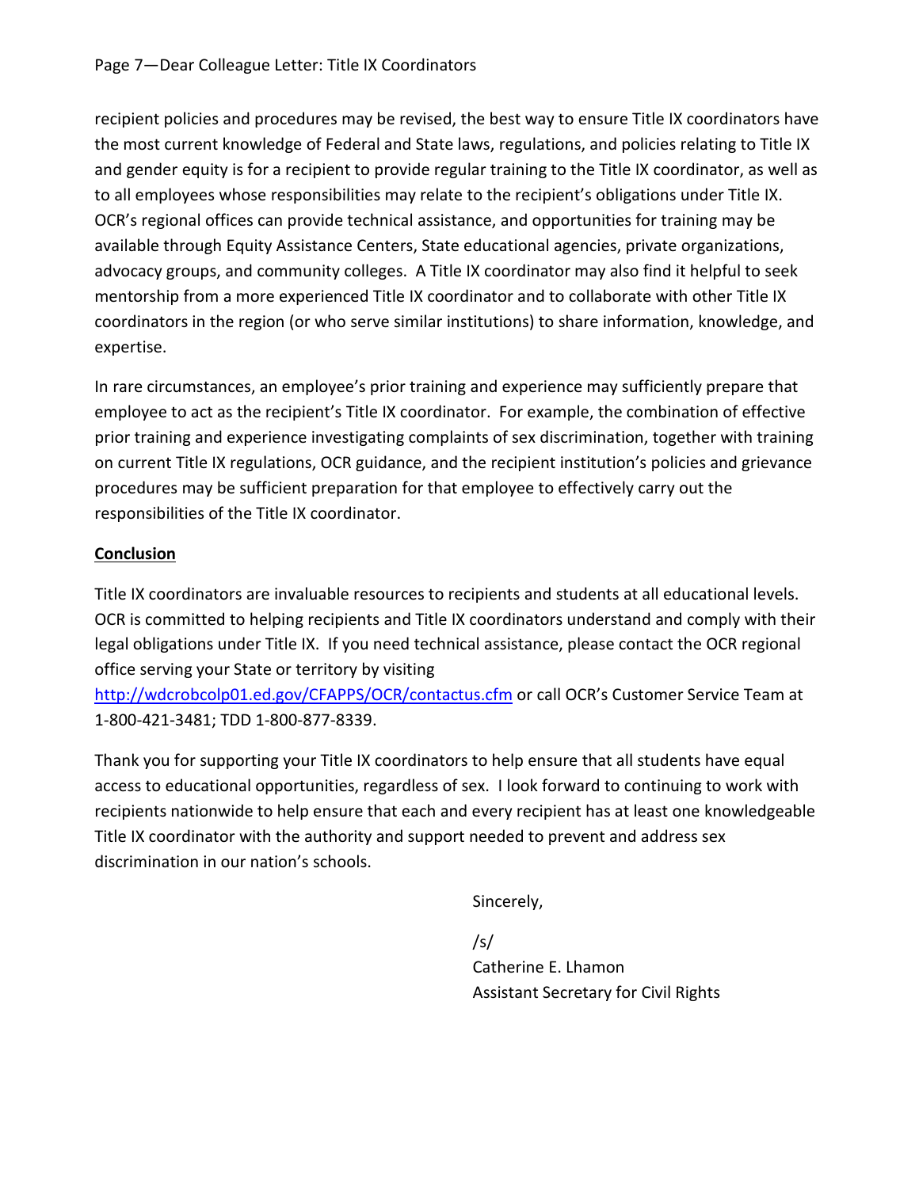recipient policies and procedures may be revised, the best way to ensure Title IX coordinators have the most current knowledge of Federal and State laws, regulations, and policies relating to Title IX and gender equity is for a recipient to provide regular training to the Title IX coordinator, as well as to all employees whose responsibilities may relate to the recipient's obligations under Title IX. OCR's regional offices can provide technical assistance, and opportunities for training may be available through Equity Assistance Centers, State educational agencies, private organizations, advocacy groups, and community colleges. A Title IX coordinator may also find it helpful to seek mentorship from a more experienced Title IX coordinator and to collaborate with other Title IX coordinators in the region (or who serve similar institutions) to share information, knowledge, and expertise.

In rare circumstances, an employee's prior training and experience may sufficiently prepare that employee to act as the recipient's Title IX coordinator. For example, the combination of effective prior training and experience investigating complaints of sex discrimination, together with training on current Title IX regulations, OCR guidance, and the recipient institution's policies and grievance procedures may be sufficient preparation for that employee to effectively carry out the responsibilities of the Title IX coordinator.

**Conclusion**

Title IX coordinators are invaluable resources to recipients and students at all educational levels. OCR is committed to helping recipients and Title IX coordinators understand and comply with their legal obligations under Title IX. If you need technical assistance, please contact the OCR regional office serving your State or territory by visiting http://wdcrobcolp01.ed.gov/CFAPPS/OCR/contactus.cfm or call OCR's Customer Service Team at 1-800-421-3481; TDD 1-800-877-8339.

Thank you for supporting your Title IX coordinators to help ensure that all students have equal access to educational opportunities, regardless of sex. I look forward to continuing to work with recipients nationwide to help ensure that each and every recipient has at least one knowledgeable Title IX coordinator with the authority and support needed to prevent and address sex discrimination in our nation's schools.

Sincerely,

/s/
Catherine E. Lhamon
Assistant Secretary for Civil Rights